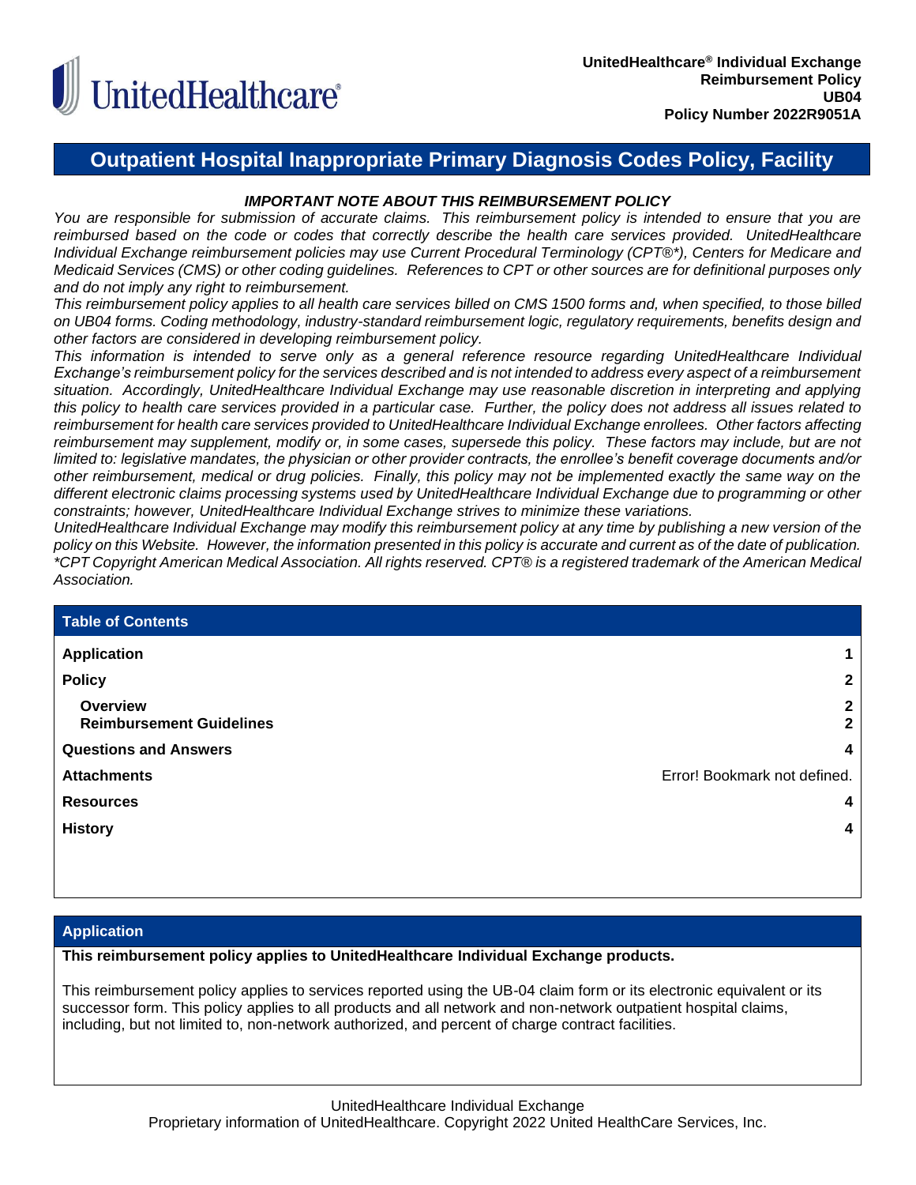UnitedHealthcare

**UnitedHealthcare® Individual Exchange**
**Reimbursement Policy**
**UB04**
**Policy Number 2022R9051A**

# Outpatient Hospital Inappropriate Primary Diagnosis Codes Policy, Facility

***IMPORTANT NOTE ABOUT THIS REIMBURSEMENT POLICY***

*You are responsible for submission of accurate claims. This reimbursement policy is intended to ensure that you are reimbursed based on the code or codes that correctly describe the health care services provided. UnitedHealthcare Individual Exchange reimbursement policies may use Current Procedural Terminology (CPT®\*), Centers for Medicare and Medicaid Services (CMS) or other coding guidelines. References to CPT or other sources are for definitional purposes only and do not imply any right to reimbursement.*

*This reimbursement policy applies to all health care services billed on CMS 1500 forms and, when specified, to those billed on UB04 forms. Coding methodology, industry-standard reimbursement logic, regulatory requirements, benefits design and other factors are considered in developing reimbursement policy.*

*This information is intended to serve only as a general reference resource regarding UnitedHealthcare Individual Exchange's reimbursement policy for the services described and is not intended to address every aspect of a reimbursement situation. Accordingly, UnitedHealthcare Individual Exchange may use reasonable discretion in interpreting and applying this policy to health care services provided in a particular case. Further, the policy does not address all issues related to reimbursement for health care services provided to UnitedHealthcare Individual Exchange enrollees. Other factors affecting reimbursement may supplement, modify or, in some cases, supersede this policy. These factors may include, but are not limited to: legislative mandates, the physician or other provider contracts, the enrollee's benefit coverage documents and/or other reimbursement, medical or drug policies. Finally, this policy may not be implemented exactly the same way on the different electronic claims processing systems used by UnitedHealthcare Individual Exchange due to programming or other constraints; however, UnitedHealthcare Individual Exchange strives to minimize these variations.*

*UnitedHealthcare Individual Exchange may modify this reimbursement policy at any time by publishing a new version of the policy on this Website. However, the information presented in this policy is accurate and current as of the date of publication.*

*\*CPT Copyright American Medical Association. All rights reserved. CPT® is a registered trademark of the American Medical Association.*

## Table of Contents

| | |
|---|---|
| **Application** | **1** |
| **Policy** | **2** |
| **Overview** | **2** |
| **Reimbursement Guidelines** | **2** |
| **Questions and Answers** | **4** |
| **Attachments** | Error! Bookmark not defined. |
| **Resources** | **4** |
| **History** | **4** |

## Application

**This reimbursement policy applies to UnitedHealthcare Individual Exchange products.**

This reimbursement policy applies to services reported using the UB-04 claim form or its electronic equivalent or its successor form. This policy applies to all products and all network and non-network outpatient hospital claims, including, but not limited to, non-network authorized, and percent of charge contract facilities.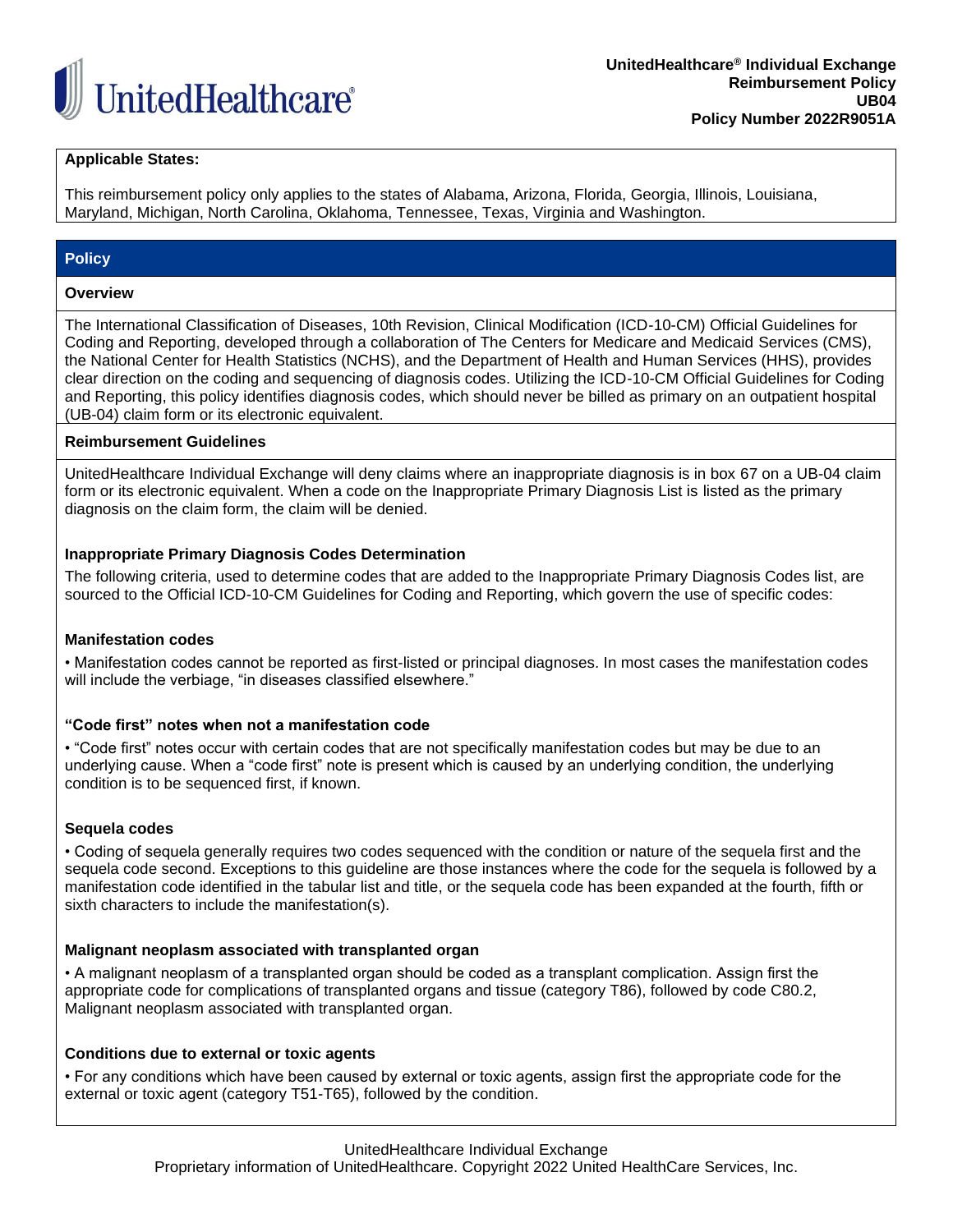**UnitedHealthcare® Individual Exchange**
**Reimbursement Policy**
**UB04**
**Policy Number 2022R9051A**

**Applicable States:**

This reimbursement policy only applies to the states of Alabama, Arizona, Florida, Georgia, Illinois, Louisiana, Maryland, Michigan, North Carolina, Oklahoma, Tennessee, Texas, Virginia and Washington.

## Policy

### Overview

The International Classification of Diseases, 10th Revision, Clinical Modification (ICD-10-CM) Official Guidelines for Coding and Reporting, developed through a collaboration of The Centers for Medicare and Medicaid Services (CMS), the National Center for Health Statistics (NCHS), and the Department of Health and Human Services (HHS), provides clear direction on the coding and sequencing of diagnosis codes. Utilizing the ICD-10-CM Official Guidelines for Coding and Reporting, this policy identifies diagnosis codes, which should never be billed as primary on an outpatient hospital (UB-04) claim form or its electronic equivalent.

### Reimbursement Guidelines

UnitedHealthcare Individual Exchange will deny claims where an inappropriate diagnosis is in box 67 on a UB-04 claim form or its electronic equivalent. When a code on the Inappropriate Primary Diagnosis List is listed as the primary diagnosis on the claim form, the claim will be denied.

**Inappropriate Primary Diagnosis Codes Determination**

The following criteria, used to determine codes that are added to the Inappropriate Primary Diagnosis Codes list, are sourced to the Official ICD-10-CM Guidelines for Coding and Reporting, which govern the use of specific codes:

**Manifestation codes**

- Manifestation codes cannot be reported as first-listed or principal diagnoses. In most cases the manifestation codes will include the verbiage, "in diseases classified elsewhere."

**"Code first" notes when not a manifestation code**

- "Code first" notes occur with certain codes that are not specifically manifestation codes but may be due to an underlying cause. When a "code first" note is present which is caused by an underlying condition, the underlying condition is to be sequenced first, if known.

**Sequela codes**

- Coding of sequela generally requires two codes sequenced with the condition or nature of the sequela first and the sequela code second. Exceptions to this guideline are those instances where the code for the sequela is followed by a manifestation code identified in the tabular list and title, or the sequela code has been expanded at the fourth, fifth or sixth characters to include the manifestation(s).

**Malignant neoplasm associated with transplanted organ**

- A malignant neoplasm of a transplanted organ should be coded as a transplant complication. Assign first the appropriate code for complications of transplanted organs and tissue (category T86), followed by code C80.2, Malignant neoplasm associated with transplanted organ.

**Conditions due to external or toxic agents**

- For any conditions which have been caused by external or toxic agents, assign first the appropriate code for the external or toxic agent (category T51-T65), followed by the condition.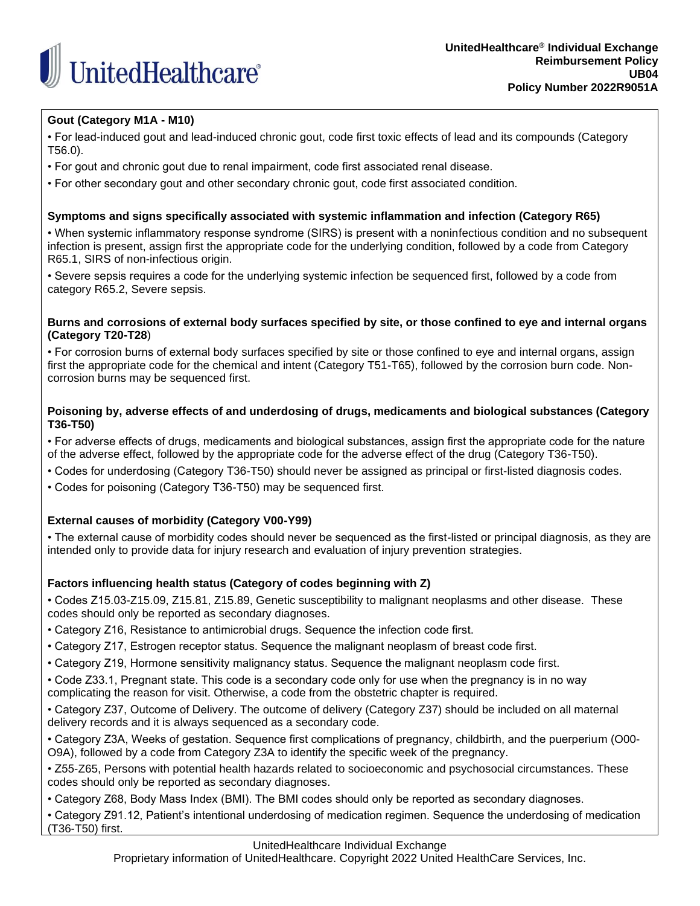**Gout (Category M1A - M10)**

- For lead-induced gout and lead-induced chronic gout, code first toxic effects of lead and its compounds (Category T56.0).
- For gout and chronic gout due to renal impairment, code first associated renal disease.
- For other secondary gout and other secondary chronic gout, code first associated condition.

**Symptoms and signs specifically associated with systemic inflammation and infection (Category R65)**

- When systemic inflammatory response syndrome (SIRS) is present with a noninfectious condition and no subsequent infection is present, assign first the appropriate code for the underlying condition, followed by a code from Category R65.1, SIRS of non-infectious origin.
- Severe sepsis requires a code for the underlying systemic infection be sequenced first, followed by a code from category R65.2, Severe sepsis.

**Burns and corrosions of external body surfaces specified by site, or those confined to eye and internal organs (Category T20-T28)**

- For corrosion burns of external body surfaces specified by site or those confined to eye and internal organs, assign first the appropriate code for the chemical and intent (Category T51-T65), followed by the corrosion burn code. Non-corrosion burns may be sequenced first.

**Poisoning by, adverse effects of and underdosing of drugs, medicaments and biological substances (Category T36-T50)**

- For adverse effects of drugs, medicaments and biological substances, assign first the appropriate code for the nature of the adverse effect, followed by the appropriate code for the adverse effect of the drug (Category T36-T50).
- Codes for underdosing (Category T36-T50) should never be assigned as principal or first-listed diagnosis codes.
- Codes for poisoning (Category T36-T50) may be sequenced first.

**External causes of morbidity (Category V00-Y99)**

- The external cause of morbidity codes should never be sequenced as the first-listed or principal diagnosis, as they are intended only to provide data for injury research and evaluation of injury prevention strategies.

**Factors influencing health status (Category of codes beginning with Z)**

- Codes Z15.03-Z15.09, Z15.81, Z15.89, Genetic susceptibility to malignant neoplasms and other disease. These codes should only be reported as secondary diagnoses.
- Category Z16, Resistance to antimicrobial drugs. Sequence the infection code first.
- Category Z17, Estrogen receptor status. Sequence the malignant neoplasm of breast code first.
- Category Z19, Hormone sensitivity malignancy status. Sequence the malignant neoplasm code first.
- Code Z33.1, Pregnant state. This code is a secondary code only for use when the pregnancy is in no way complicating the reason for visit. Otherwise, a code from the obstetric chapter is required.
- Category Z37, Outcome of Delivery. The outcome of delivery (Category Z37) should be included on all maternal delivery records and it is always sequenced as a secondary code.
- Category Z3A, Weeks of gestation. Sequence first complications of pregnancy, childbirth, and the puerperium (O00-O9A), followed by a code from Category Z3A to identify the specific week of the pregnancy.
- Z55-Z65, Persons with potential health hazards related to socioeconomic and psychosocial circumstances. These codes should only be reported as secondary diagnoses.
- Category Z68, Body Mass Index (BMI). The BMI codes should only be reported as secondary diagnoses.
- Category Z91.12, Patient's intentional underdosing of medication regimen. Sequence the underdosing of medication (T36-T50) first.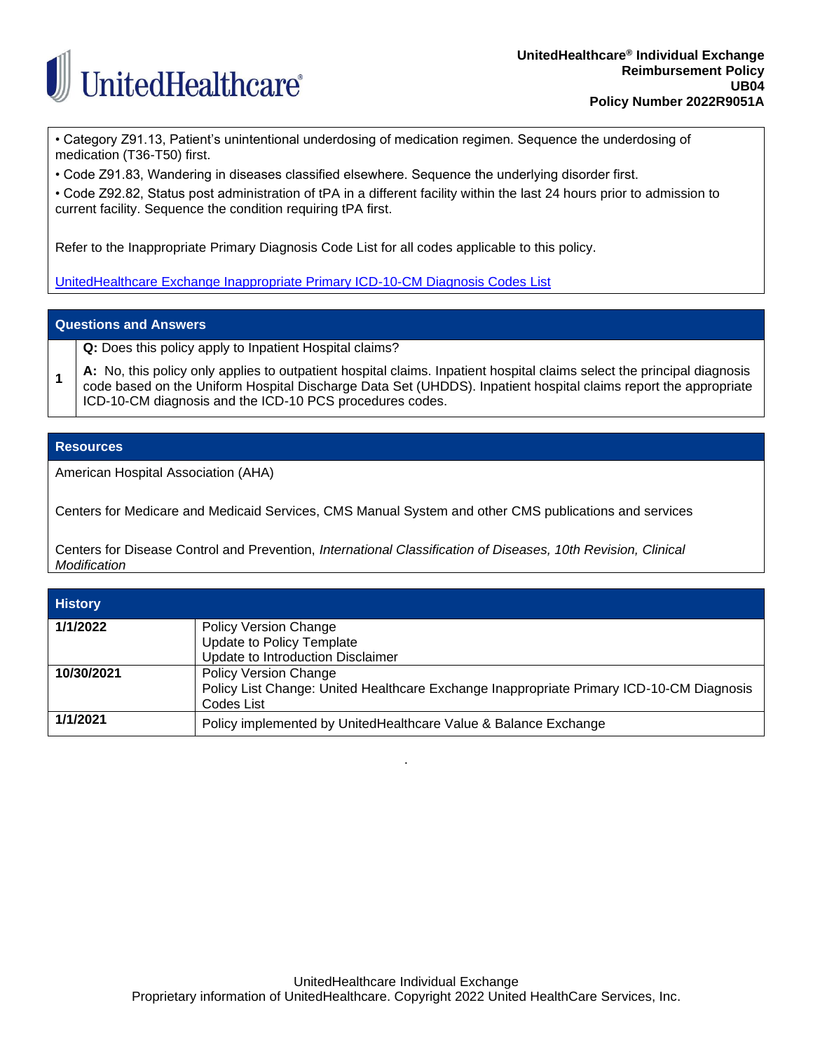• Category Z91.13, Patient's unintentional underdosing of medication regimen. Sequence the underdosing of medication (T36-T50) first.

• Code Z91.83, Wandering in diseases classified elsewhere. Sequence the underlying disorder first.

• Code Z92.82, Status post administration of tPA in a different facility within the last 24 hours prior to admission to current facility. Sequence the condition requiring tPA first.

Refer to the Inappropriate Primary Diagnosis Code List for all codes applicable to this policy.

UnitedHealthcare Exchange Inappropriate Primary ICD-10-CM Diagnosis Codes List

## Questions and Answers

| | |
|---|---|
| 1 | **Q:** Does this policy apply to Inpatient Hospital claims?<br>**A:** No, this policy only applies to outpatient hospital claims. Inpatient hospital claims select the principal diagnosis code based on the Uniform Hospital Discharge Data Set (UHDDS). Inpatient hospital claims report the appropriate ICD-10-CM diagnosis and the ICD-10 PCS procedures codes. |

## Resources

American Hospital Association (AHA)

Centers for Medicare and Medicaid Services, CMS Manual System and other CMS publications and services

Centers for Disease Control and Prevention, *International Classification of Diseases, 10th Revision, Clinical Modification*

## History

| | |
|---|---|
| **1/1/2022** | Policy Version Change<br>Update to Policy Template<br>Update to Introduction Disclaimer |
| **10/30/2021** | Policy Version Change<br>Policy List Change: United Healthcare Exchange Inappropriate Primary ICD-10-CM Diagnosis Codes List |
| **1/1/2021** | Policy implemented by UnitedHealthcare Value & Balance Exchange |